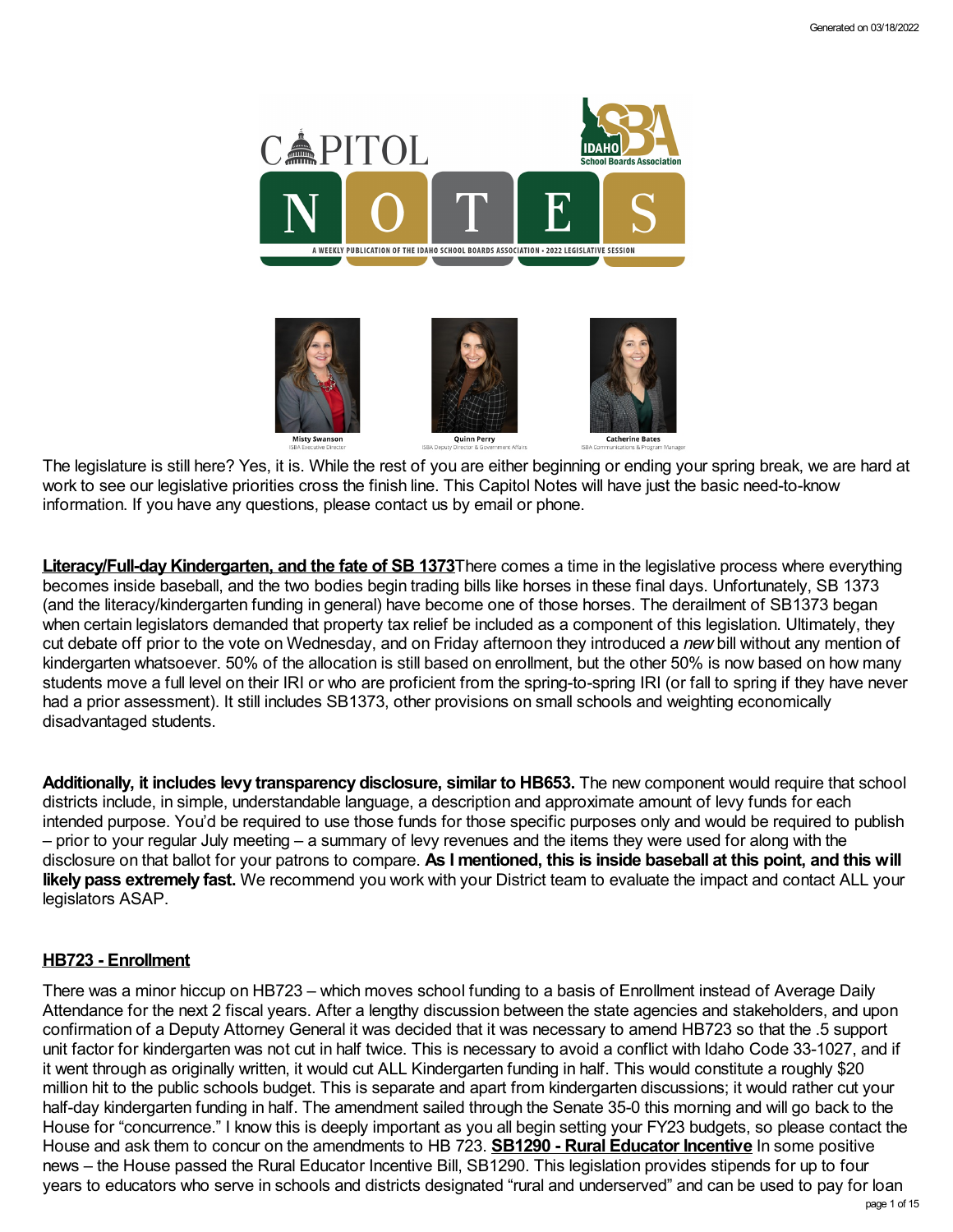# CAPITOL NOTES

A WEEKLY PUBLICATION OF THE IDAHO SCHOOL BOARDS ASSOCIATION • 2022 LEGISLATIVE SESSION

**Misty Swanson**
ISBA Executive Director

**Quinn Perry**
ISBA Deputy Director & Government Affairs

**Catherine Bates**
ISBA Communications & Program Manager

The legislature is still here? Yes, it is. While the rest of you are either beginning or ending your spring break, we are hard at work to see our legislative priorities cross the finish line. This Capitol Notes will have just the basic need-to-know information. If you have any questions, please contact us by email or phone.

**Literacy/Full-day Kindergarten, and the fate of SB 1373**There comes a time in the legislative process where everything becomes inside baseball, and the two bodies begin trading bills like horses in these final days. Unfortunately, SB 1373 (and the literacy/kindergarten funding in general) have become one of those horses. The derailment of SB1373 began when certain legislators demanded that property tax relief be included as a component of this legislation. Ultimately, they cut debate off prior to the vote on Wednesday, and on Friday afternoon they introduced a *new* bill without any mention of kindergarten whatsoever. 50% of the allocation is still based on enrollment, but the other 50% is now based on how many students move a full level on their IRI or who are proficient from the spring-to-spring IRI (or fall to spring if they have never had a prior assessment). It still includes SB1373, other provisions on small schools and weighting economically disadvantaged students.

**Additionally, it includes levy transparency disclosure, similar to HB653.** The new component would require that school districts include, in simple, understandable language, a description and approximate amount of levy funds for each intended purpose. You'd be required to use those funds for those specific purposes only and would be required to publish – prior to your regular July meeting – a summary of levy revenues and the items they were used for along with the disclosure on that ballot for your patrons to compare. **As I mentioned, this is inside baseball at this point, and this will likely pass extremely fast.** We recommend you work with your District team to evaluate the impact and contact ALL your legislators ASAP.

## HB723 - Enrollment

There was a minor hiccup on HB723 – which moves school funding to a basis of Enrollment instead of Average Daily Attendance for the next 2 fiscal years. After a lengthy discussion between the state agencies and stakeholders, and upon confirmation of a Deputy Attorney General it was decided that it was necessary to amend HB723 so that the .5 support unit factor for kindergarten was not cut in half twice. This is necessary to avoid a conflict with Idaho Code 33-1027, and if it went through as originally written, it would cut ALL Kindergarten funding in half. This would constitute a roughly $20 million hit to the public schools budget. This is separate and apart from kindergarten discussions; it would rather cut your half-day kindergarten funding in half. The amendment sailed through the Senate 35-0 this morning and will go back to the House for "concurrence." I know this is deeply important as you all begin setting your FY23 budgets, so please contact the House and ask them to concur on the amendments to HB 723. **SB1290 - Rural Educator Incentive** In some positive news – the House passed the Rural Educator Incentive Bill, SB1290. This legislation provides stipends for up to four years to educators who serve in schools and districts designated "rural and underserved" and can be used to pay for loan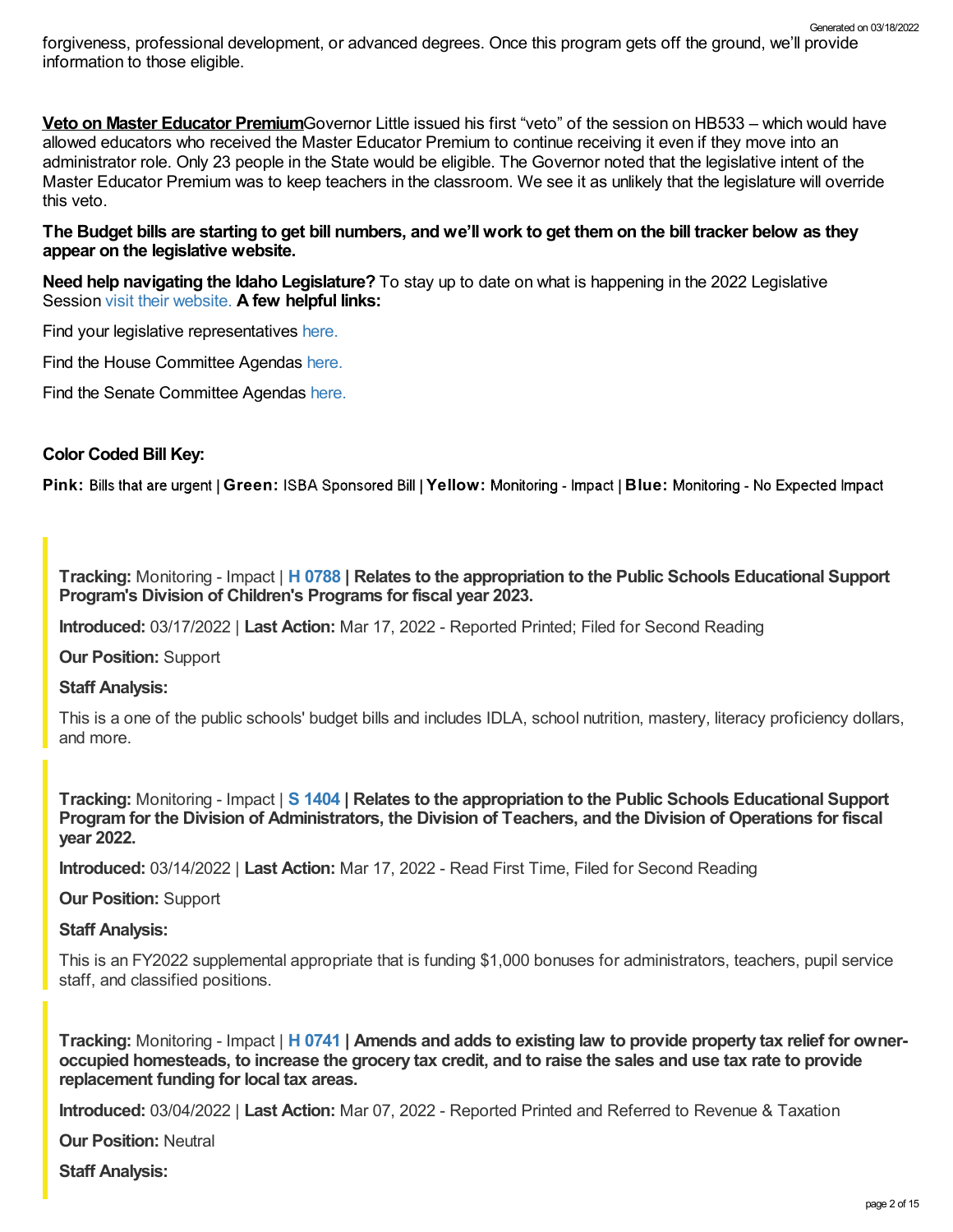forgiveness, professional development, or advanced degrees. Once this program gets off the ground, we'll provide information to those eligible.

**Veto on Master Educator Premium**Governor Little issued his first "veto" of the session on HB533 – which would have allowed educators who received the Master Educator Premium to continue receiving it even if they move into an administrator role. Only 23 people in the State would be eligible. The Governor noted that the legislative intent of the Master Educator Premium was to keep teachers in the classroom. We see it as unlikely that the legislature will override this veto.

**The Budget bills are starting to get bill numbers, and we'll work to get them on the bill tracker below as they appear on the legislative website.**

**Need help navigating the Idaho Legislature?** To stay up to date on what is happening in the 2022 Legislative Session visit their website. **A few helpful links:**

Find your legislative representatives here.

Find the House Committee Agendas here.

Find the Senate Committee Agendas here.

**Color Coded Bill Key:**

**Pink:** Bills that are urgent | **Green:** ISBA Sponsored Bill | **Yellow:** Monitoring - Impact | **Blue:** Monitoring - No Expected Impact

**Tracking:** Monitoring - Impact | **H 0788 | Relates to the appropriation to the Public Schools Educational Support Program's Division of Children's Programs for fiscal year 2023.**

**Introduced:** 03/17/2022 | **Last Action:** Mar 17, 2022 - Reported Printed; Filed for Second Reading

**Our Position:** Support

**Staff Analysis:**

This is a one of the public schools' budget bills and includes IDLA, school nutrition, mastery, literacy proficiency dollars, and more.

**Tracking:** Monitoring - Impact | **S 1404 | Relates to the appropriation to the Public Schools Educational Support Program for the Division of Administrators, the Division of Teachers, and the Division of Operations for fiscal year 2022.**

**Introduced:** 03/14/2022 | **Last Action:** Mar 17, 2022 - Read First Time, Filed for Second Reading

**Our Position:** Support

**Staff Analysis:**

This is an FY2022 supplemental appropriate that is funding $1,000 bonuses for administrators, teachers, pupil service staff, and classified positions.

**Tracking:** Monitoring - Impact | **H 0741 | Amends and adds to existing law to provide property tax relief for owner-occupied homesteads, to increase the grocery tax credit, and to raise the sales and use tax rate to provide replacement funding for local tax areas.**

**Introduced:** 03/04/2022 | **Last Action:** Mar 07, 2022 - Reported Printed and Referred to Revenue & Taxation

**Our Position:** Neutral

**Staff Analysis:**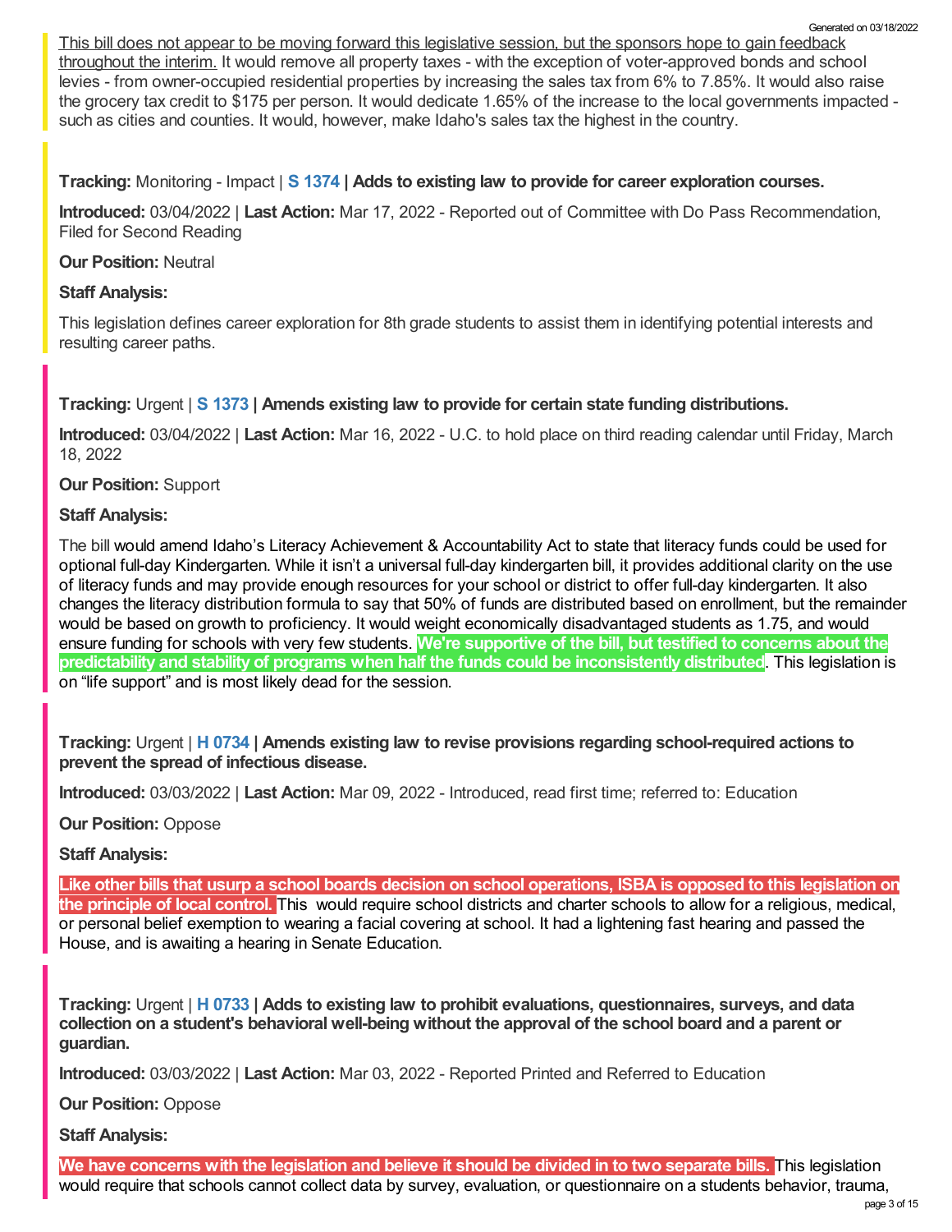This bill does not appear to be moving forward this legislative session, but the sponsors hope to gain feedback throughout the interim. It would remove all property taxes - with the exception of voter-approved bonds and school levies - from owner-occupied residential properties by increasing the sales tax from 6% to 7.85%. It would also raise the grocery tax credit to $175 per person. It would dedicate 1.65% of the increase to the local governments impacted - such as cities and counties. It would, however, make Idaho's sales tax the highest in the country.

**Tracking:** Monitoring - Impact | **S 1374 | Adds to existing law to provide for career exploration courses.**

**Introduced:** 03/04/2022 | **Last Action:** Mar 17, 2022 - Reported out of Committee with Do Pass Recommendation, Filed for Second Reading

**Our Position:** Neutral

**Staff Analysis:**

This legislation defines career exploration for 8th grade students to assist them in identifying potential interests and resulting career paths.

**Tracking:** Urgent | **S 1373 | Amends existing law to provide for certain state funding distributions.**

**Introduced:** 03/04/2022 | **Last Action:** Mar 16, 2022 - U.C. to hold place on third reading calendar until Friday, March 18, 2022

**Our Position:** Support

**Staff Analysis:**

The bill would amend Idaho's Literacy Achievement & Accountability Act to state that literacy funds could be used for optional full-day Kindergarten. While it isn't a universal full-day kindergarten bill, it provides additional clarity on the use of literacy funds and may provide enough resources for your school or district to offer full-day kindergarten. It also changes the literacy distribution formula to say that 50% of funds are distributed based on enrollment, but the remainder would be based on growth to proficiency. It would weight economically disadvantaged students as 1.75, and would ensure funding for schools with very few students. **We're supportive of the bill, but testified to concerns about the predictability and stability of programs when half the funds could be inconsistently distributed**. This legislation is on "life support" and is most likely dead for the session.

**Tracking:** Urgent | **H 0734 | Amends existing law to revise provisions regarding school-required actions to prevent the spread of infectious disease.**

**Introduced:** 03/03/2022 | **Last Action:** Mar 09, 2022 - Introduced, read first time; referred to: Education

**Our Position:** Oppose

**Staff Analysis:**

**Like other bills that usurp a school boards decision on school operations, ISBA is opposed to this legislation on the principle of local control.** This would require school districts and charter schools to allow for a religious, medical, or personal belief exemption to wearing a facial covering at school. It had a lightening fast hearing and passed the House, and is awaiting a hearing in Senate Education.

**Tracking:** Urgent | **H 0733 | Adds to existing law to prohibit evaluations, questionnaires, surveys, and data collection on a student's behavioral well-being without the approval of the school board and a parent or guardian.**

**Introduced:** 03/03/2022 | **Last Action:** Mar 03, 2022 - Reported Printed and Referred to Education

**Our Position:** Oppose

**Staff Analysis:**

**We have concerns with the legislation and believe it should be divided in to two separate bills.** This legislation would require that schools cannot collect data by survey, evaluation, or questionnaire on a students behavior, trauma,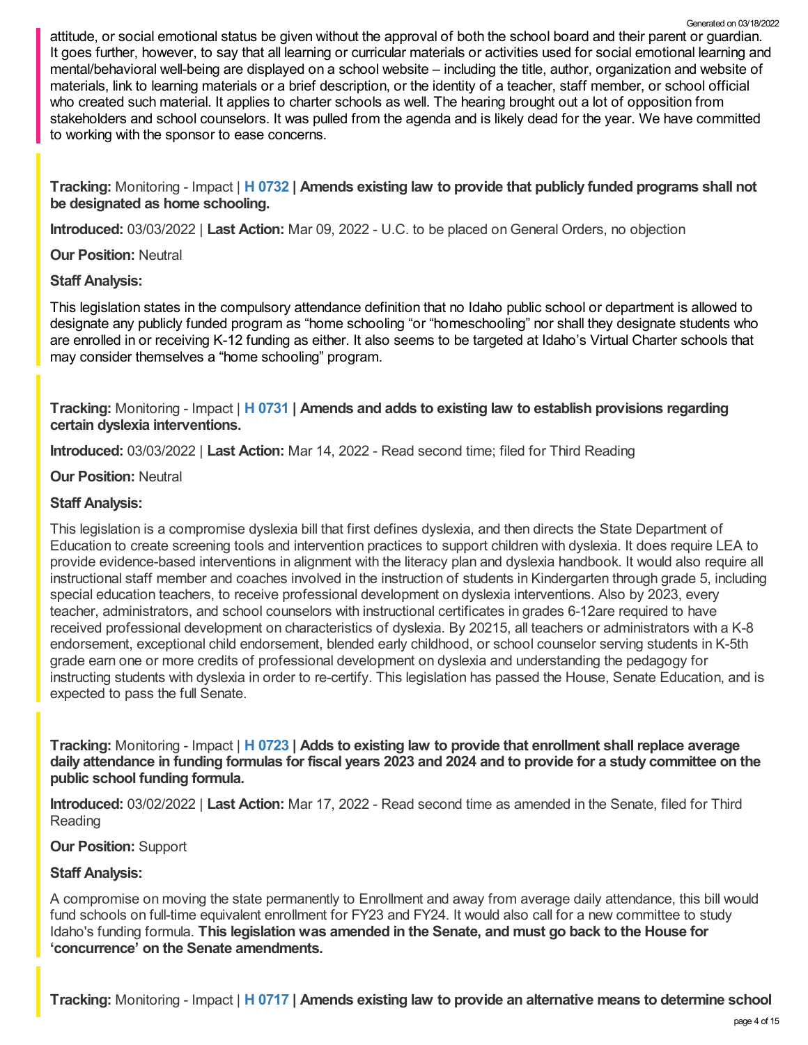attitude, or social emotional status be given without the approval of both the school board and their parent or guardian. It goes further, however, to say that all learning or curricular materials or activities used for social emotional learning and mental/behavioral well-being are displayed on a school website – including the title, author, organization and website of materials, link to learning materials or a brief description, or the identity of a teacher, staff member, or school official who created such material. It applies to charter schools as well. The hearing brought out a lot of opposition from stakeholders and school counselors. It was pulled from the agenda and is likely dead for the year. We have committed to working with the sponsor to ease concerns.

**Tracking:** Monitoring - Impact | **H 0732 | Amends existing law to provide that publicly funded programs shall not be designated as home schooling.**

**Introduced:** 03/03/2022 | **Last Action:** Mar 09, 2022 - U.C. to be placed on General Orders, no objection

**Our Position:** Neutral

**Staff Analysis:**

This legislation states in the compulsory attendance definition that no Idaho public school or department is allowed to designate any publicly funded program as "home schooling "or "homeschooling" nor shall they designate students who are enrolled in or receiving K-12 funding as either. It also seems to be targeted at Idaho's Virtual Charter schools that may consider themselves a "home schooling" program.

**Tracking:** Monitoring - Impact | **H 0731 | Amends and adds to existing law to establish provisions regarding certain dyslexia interventions.**

**Introduced:** 03/03/2022 | **Last Action:** Mar 14, 2022 - Read second time; filed for Third Reading

**Our Position:** Neutral

**Staff Analysis:**

This legislation is a compromise dyslexia bill that first defines dyslexia, and then directs the State Department of Education to create screening tools and intervention practices to support children with dyslexia. It does require LEA to provide evidence-based interventions in alignment with the literacy plan and dyslexia handbook. It would also require all instructional staff member and coaches involved in the instruction of students in Kindergarten through grade 5, including special education teachers, to receive professional development on dyslexia interventions. Also by 2023, every teacher, administrators, and school counselors with instructional certificates in grades 6-12are required to have received professional development on characteristics of dyslexia. By 20215, all teachers or administrators with a K-8 endorsement, exceptional child endorsement, blended early childhood, or school counselor serving students in K-5th grade earn one or more credits of professional development on dyslexia and understanding the pedagogy for instructing students with dyslexia in order to re-certify. This legislation has passed the House, Senate Education, and is expected to pass the full Senate.

**Tracking:** Monitoring - Impact | **H 0723 | Adds to existing law to provide that enrollment shall replace average daily attendance in funding formulas for fiscal years 2023 and 2024 and to provide for a study committee on the public school funding formula.**

**Introduced:** 03/02/2022 | **Last Action:** Mar 17, 2022 - Read second time as amended in the Senate, filed for Third Reading

**Our Position:** Support

**Staff Analysis:**

A compromise on moving the state permanently to Enrollment and away from average daily attendance, this bill would fund schools on full-time equivalent enrollment for FY23 and FY24. It would also call for a new committee to study Idaho's funding formula. **This legislation was amended in the Senate, and must go back to the House for 'concurrence' on the Senate amendments.**

**Tracking:** Monitoring - Impact | **H 0717 | Amends existing law to provide an alternative means to determine school**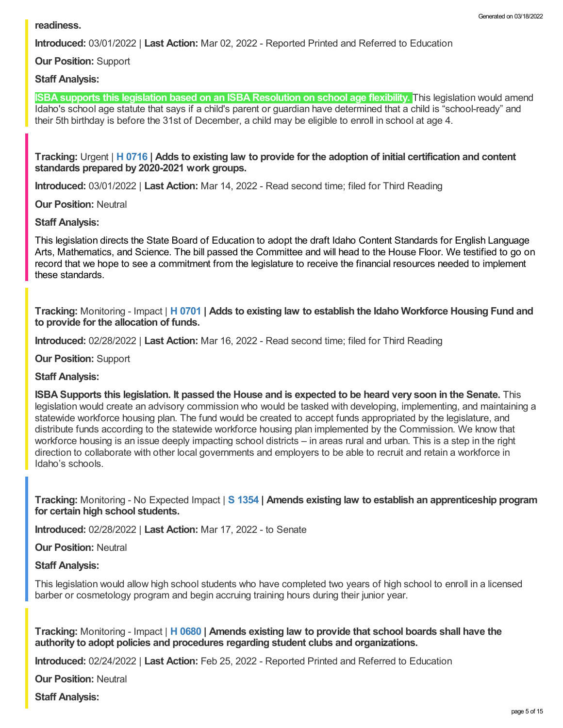**readiness.**

**Introduced:** 03/01/2022 | **Last Action:** Mar 02, 2022 - Reported Printed and Referred to Education

**Our Position:** Support

**Staff Analysis:**

**ISBA supports this legislation based on an ISBA Resolution on school age flexibility.** This legislation would amend Idaho's school age statute that says if a child's parent or guardian have determined that a child is "school-ready" and their 5th birthday is before the 31st of December, a child may be eligible to enroll in school at age 4.

**Tracking:** Urgent | **H 0716 | Adds to existing law to provide for the adoption of initial certification and content standards prepared by 2020-2021 work groups.**

**Introduced:** 03/01/2022 | **Last Action:** Mar 14, 2022 - Read second time; filed for Third Reading

**Our Position:** Neutral

**Staff Analysis:**

This legislation directs the State Board of Education to adopt the draft Idaho Content Standards for English Language Arts, Mathematics, and Science. The bill passed the Committee and will head to the House Floor. We testified to go on record that we hope to see a commitment from the legislature to receive the financial resources needed to implement these standards.

**Tracking:** Monitoring - Impact | **H 0701 | Adds to existing law to establish the Idaho Workforce Housing Fund and to provide for the allocation of funds.**

**Introduced:** 02/28/2022 | **Last Action:** Mar 16, 2022 - Read second time; filed for Third Reading

**Our Position:** Support

**Staff Analysis:**

**ISBA Supports this legislation. It passed the House and is expected to be heard very soon in the Senate.** This legislation would create an advisory commission who would be tasked with developing, implementing, and maintaining a statewide workforce housing plan. The fund would be created to accept funds appropriated by the legislature, and distribute funds according to the statewide workforce housing plan implemented by the Commission. We know that workforce housing is an issue deeply impacting school districts – in areas rural and urban. This is a step in the right direction to collaborate with other local governments and employers to be able to recruit and retain a workforce in Idaho's schools.

**Tracking:** Monitoring - No Expected Impact | **S 1354 | Amends existing law to establish an apprenticeship program for certain high school students.**

**Introduced:** 02/28/2022 | **Last Action:** Mar 17, 2022 - to Senate

**Our Position:** Neutral

**Staff Analysis:**

This legislation would allow high school students who have completed two years of high school to enroll in a licensed barber or cosmetology program and begin accruing training hours during their junior year.

**Tracking:** Monitoring - Impact | **H 0680 | Amends existing law to provide that school boards shall have the authority to adopt policies and procedures regarding student clubs and organizations.**

**Introduced:** 02/24/2022 | **Last Action:** Feb 25, 2022 - Reported Printed and Referred to Education

**Our Position:** Neutral

**Staff Analysis:**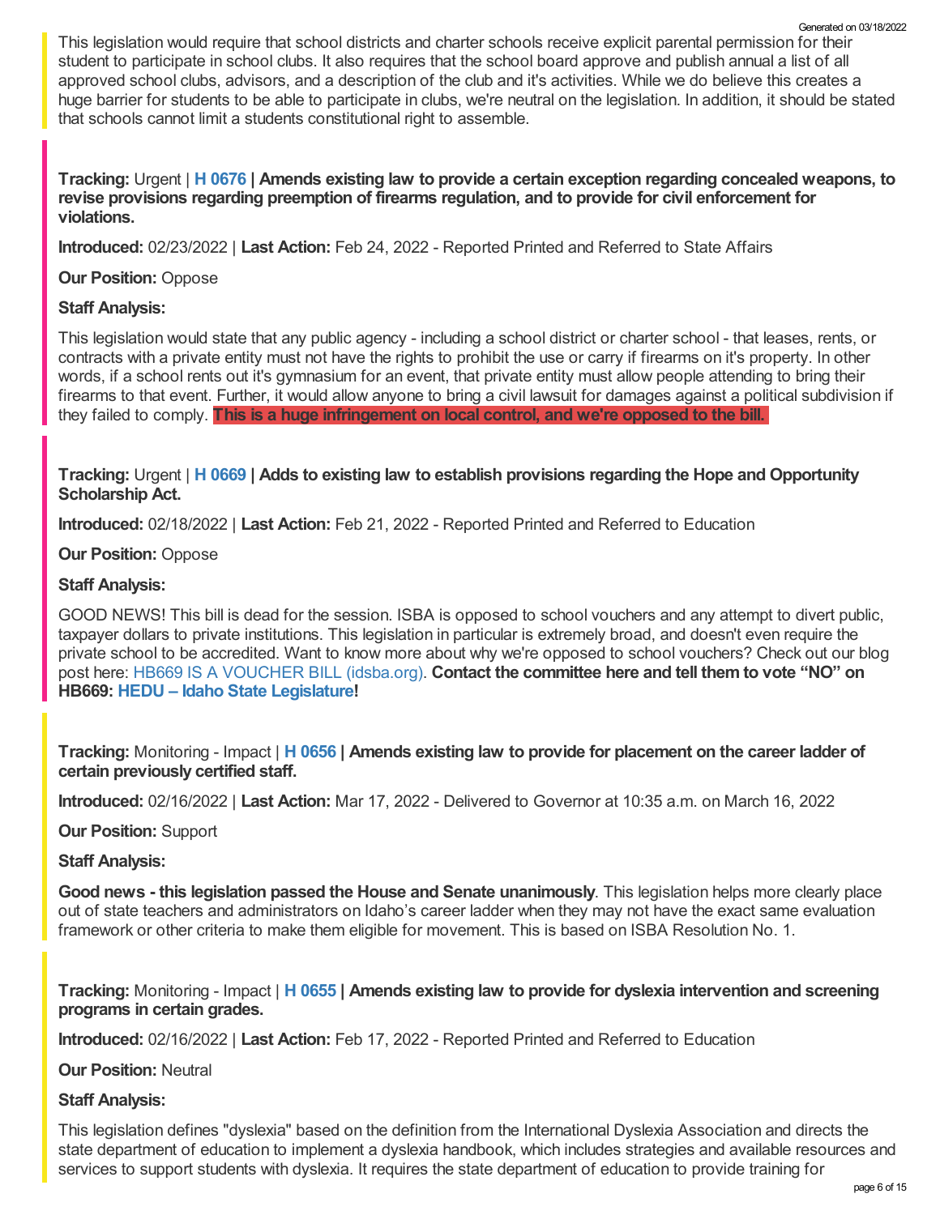This legislation would require that school districts and charter schools receive explicit parental permission for their student to participate in school clubs. It also requires that the school board approve and publish annual a list of all approved school clubs, advisors, and a description of the club and it's activities. While we do believe this creates a huge barrier for students to be able to participate in clubs, we're neutral on the legislation. In addition, it should be stated that schools cannot limit a students constitutional right to assemble.

**Tracking:** Urgent | **H 0676 | Amends existing law to provide a certain exception regarding concealed weapons, to revise provisions regarding preemption of firearms regulation, and to provide for civil enforcement for violations.**

**Introduced:** 02/23/2022 | **Last Action:** Feb 24, 2022 - Reported Printed and Referred to State Affairs

**Our Position:** Oppose

**Staff Analysis:**

This legislation would state that any public agency - including a school district or charter school - that leases, rents, or contracts with a private entity must not have the rights to prohibit the use or carry if firearms on it's property. In other words, if a school rents out it's gymnasium for an event, that private entity must allow people attending to bring their firearms to that event. Further, it would allow anyone to bring a civil lawsuit for damages against a political subdivision if they failed to comply. **This is a huge infringement on local control, and we're opposed to the bill.**

**Tracking:** Urgent | **H 0669 | Adds to existing law to establish provisions regarding the Hope and Opportunity Scholarship Act.**

**Introduced:** 02/18/2022 | **Last Action:** Feb 21, 2022 - Reported Printed and Referred to Education

**Our Position:** Oppose

**Staff Analysis:**

GOOD NEWS! This bill is dead for the session. ISBA is opposed to school vouchers and any attempt to divert public, taxpayer dollars to private institutions. This legislation in particular is extremely broad, and doesn't even require the private school to be accredited. Want to know more about why we're opposed to school vouchers? Check out our blog post here: HB669 IS A VOUCHER BILL (idsba.org). **Contact the committee here and tell them to vote "NO" on HB669: HEDU – Idaho State Legislature!**

**Tracking:** Monitoring - Impact | **H 0656 | Amends existing law to provide for placement on the career ladder of certain previously certified staff.**

**Introduced:** 02/16/2022 | **Last Action:** Mar 17, 2022 - Delivered to Governor at 10:35 a.m. on March 16, 2022

**Our Position:** Support

**Staff Analysis:**

**Good news - this legislation passed the House and Senate unanimously**. This legislation helps more clearly place out of state teachers and administrators on Idaho's career ladder when they may not have the exact same evaluation framework or other criteria to make them eligible for movement. This is based on ISBA Resolution No. 1.

**Tracking:** Monitoring - Impact | **H 0655 | Amends existing law to provide for dyslexia intervention and screening programs in certain grades.**

**Introduced:** 02/16/2022 | **Last Action:** Feb 17, 2022 - Reported Printed and Referred to Education

**Our Position:** Neutral

**Staff Analysis:**

This legislation defines "dyslexia" based on the definition from the International Dyslexia Association and directs the state department of education to implement a dyslexia handbook, which includes strategies and available resources and services to support students with dyslexia. It requires the state department of education to provide training for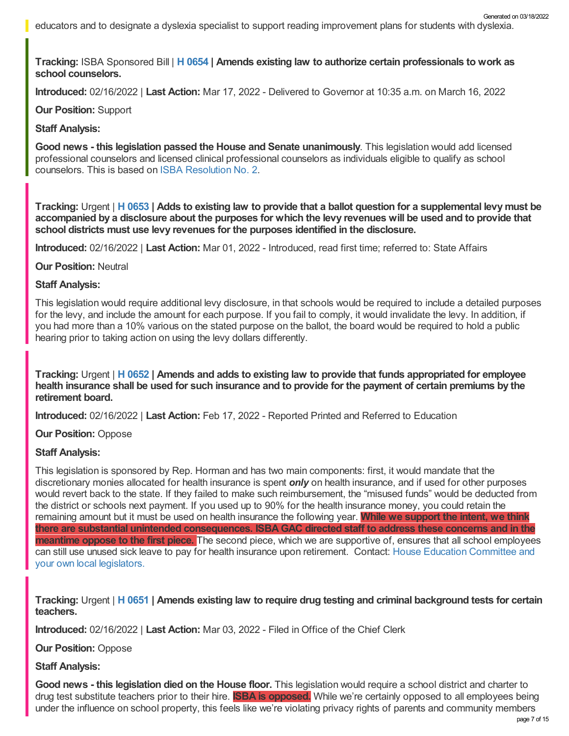educators and to designate a dyslexia specialist to support reading improvement plans for students with dyslexia.

**Tracking:** ISBA Sponsored Bill | **H 0654 | Amends existing law to authorize certain professionals to work as school counselors.**

**Introduced:** 02/16/2022 | **Last Action:** Mar 17, 2022 - Delivered to Governor at 10:35 a.m. on March 16, 2022

**Our Position:** Support

**Staff Analysis:**

**Good news - this legislation passed the House and Senate unanimously**. This legislation would add licensed professional counselors and licensed clinical professional counselors as individuals eligible to qualify as school counselors. This is based on ISBA Resolution No. 2.

**Tracking:** Urgent | **H 0653 | Adds to existing law to provide that a ballot question for a supplemental levy must be accompanied by a disclosure about the purposes for which the levy revenues will be used and to provide that school districts must use levy revenues for the purposes identified in the disclosure.**

**Introduced:** 02/16/2022 | **Last Action:** Mar 01, 2022 - Introduced, read first time; referred to: State Affairs

**Our Position:** Neutral

**Staff Analysis:**

This legislation would require additional levy disclosure, in that schools would be required to include a detailed purposes for the levy, and include the amount for each purpose. If you fail to comply, it would invalidate the levy. In addition, if you had more than a 10% various on the stated purpose on the ballot, the board would be required to hold a public hearing prior to taking action on using the levy dollars differently.

**Tracking:** Urgent | **H 0652 | Amends and adds to existing law to provide that funds appropriated for employee health insurance shall be used for such insurance and to provide for the payment of certain premiums by the retirement board.**

**Introduced:** 02/16/2022 | **Last Action:** Feb 17, 2022 - Reported Printed and Referred to Education

**Our Position:** Oppose

**Staff Analysis:**

This legislation is sponsored by Rep. Horman and has two main components: first, it would mandate that the discretionary monies allocated for health insurance is spent ***only*** on health insurance, and if used for other purposes would revert back to the state. If they failed to make such reimbursement, the "misused funds" would be deducted from the district or schools next payment. If you used up to 90% for the health insurance money, you could retain the remaining amount but it must be used on health insurance the following year. **While we support the intent, we think there are substantial unintended consequences. ISBA GAC directed staff to address these concerns and in the meantime oppose to the first piece.** The second piece, which we are supportive of, ensures that all school employees can still use unused sick leave to pay for health insurance upon retirement. Contact: House Education Committee and your own local legislators.

**Tracking:** Urgent | **H 0651 | Amends existing law to require drug testing and criminal background tests for certain teachers.**

**Introduced:** 02/16/2022 | **Last Action:** Mar 03, 2022 - Filed in Office of the Chief Clerk

**Our Position:** Oppose

**Staff Analysis:**

**Good news - this legislation died on the House floor.** This legislation would require a school district and charter to drug test substitute teachers prior to their hire. **ISBA is opposed.** While we're certainly opposed to all employees being under the influence on school property, this feels like we're violating privacy rights of parents and community members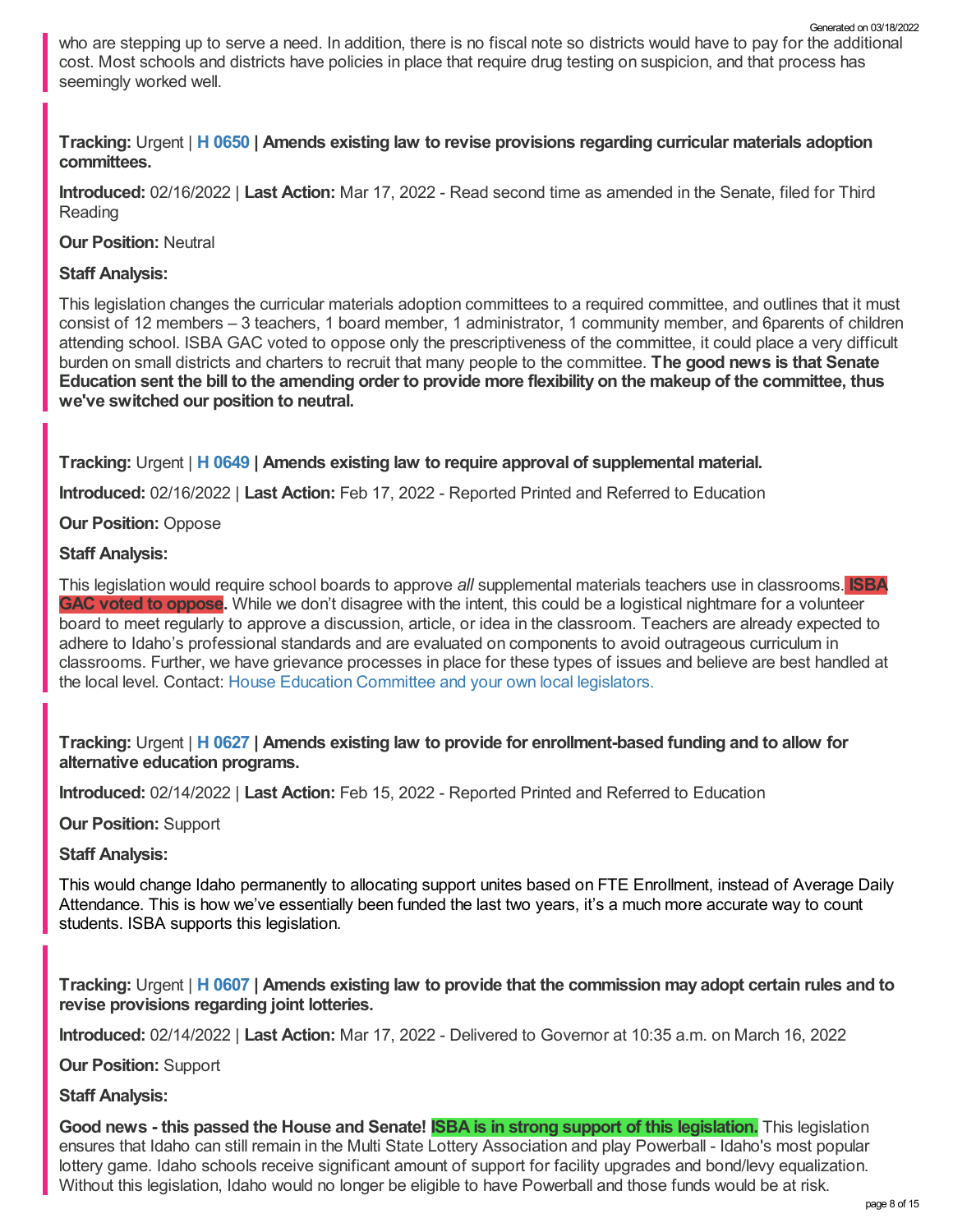who are stepping up to serve a need. In addition, there is no fiscal note so districts would have to pay for the additional cost. Most schools and districts have policies in place that require drug testing on suspicion, and that process has seemingly worked well.

**Tracking:** Urgent | **H 0650 | Amends existing law to revise provisions regarding curricular materials adoption committees.**

**Introduced:** 02/16/2022 | **Last Action:** Mar 17, 2022 - Read second time as amended in the Senate, filed for Third Reading

**Our Position:** Neutral

**Staff Analysis:**

This legislation changes the curricular materials adoption committees to a required committee, and outlines that it must consist of 12 members – 3 teachers, 1 board member, 1 administrator, 1 community member, and 6parents of children attending school. ISBA GAC voted to oppose only the prescriptiveness of the committee, it could place a very difficult burden on small districts and charters to recruit that many people to the committee. **The good news is that Senate Education sent the bill to the amending order to provide more flexibility on the makeup of the committee, thus we've switched our position to neutral.**

**Tracking:** Urgent | **H 0649 | Amends existing law to require approval of supplemental material.**

**Introduced:** 02/16/2022 | **Last Action:** Feb 17, 2022 - Reported Printed and Referred to Education

**Our Position:** Oppose

**Staff Analysis:**

This legislation would require school boards to approve *all* supplemental materials teachers use in classrooms. **ISBA GAC voted to oppose**. While we don't disagree with the intent, this could be a logistical nightmare for a volunteer board to meet regularly to approve a discussion, article, or idea in the classroom. Teachers are already expected to adhere to Idaho's professional standards and are evaluated on components to avoid outrageous curriculum in classrooms. Further, we have grievance processes in place for these types of issues and believe are best handled at the local level. Contact: House Education Committee and your own local legislators.

**Tracking:** Urgent | **H 0627 | Amends existing law to provide for enrollment-based funding and to allow for alternative education programs.**

**Introduced:** 02/14/2022 | **Last Action:** Feb 15, 2022 - Reported Printed and Referred to Education

**Our Position:** Support

**Staff Analysis:**

This would change Idaho permanently to allocating support unites based on FTE Enrollment, instead of Average Daily Attendance. This is how we've essentially been funded the last two years, it's a much more accurate way to count students. ISBA supports this legislation.

**Tracking:** Urgent | **H 0607 | Amends existing law to provide that the commission may adopt certain rules and to revise provisions regarding joint lotteries.**

**Introduced:** 02/14/2022 | **Last Action:** Mar 17, 2022 - Delivered to Governor at 10:35 a.m. on March 16, 2022

**Our Position:** Support

**Staff Analysis:**

**Good news - this passed the House and Senate! ISBA is in strong support of this legislation.** This legislation ensures that Idaho can still remain in the Multi State Lottery Association and play Powerball - Idaho's most popular lottery game. Idaho schools receive significant amount of support for facility upgrades and bond/levy equalization. Without this legislation, Idaho would no longer be eligible to have Powerball and those funds would be at risk.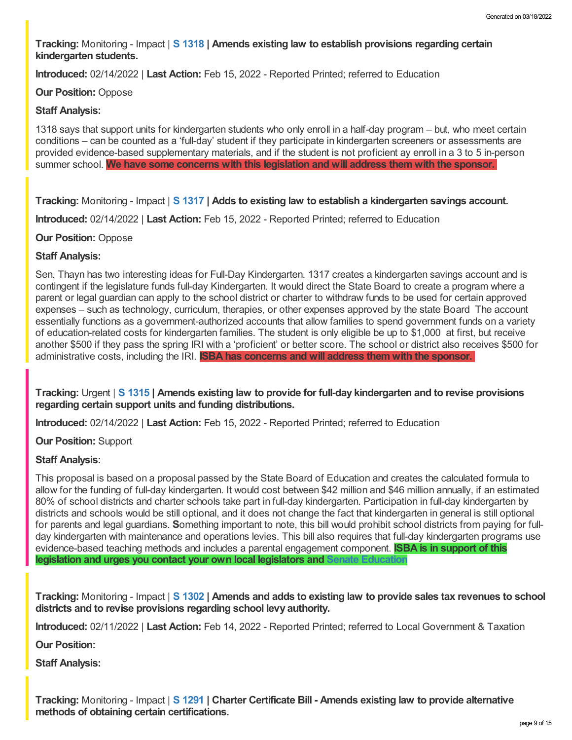**Tracking:** Monitoring - Impact | **S 1318** | **Amends existing law to establish provisions regarding certain kindergarten students.**

**Introduced:** 02/14/2022 | **Last Action:** Feb 15, 2022 - Reported Printed; referred to Education

**Our Position:** Oppose

**Staff Analysis:**

1318 says that support units for kindergarten students who only enroll in a half-day program – but, who meet certain conditions – can be counted as a 'full-day' student if they participate in kindergarten screeners or assessments are provided evidence-based supplementary materials, and if the student is not proficient ay enroll in a 3 to 5 in-person summer school. **We have some concerns with this legislation and will address them with the sponsor.**

**Tracking:** Monitoring - Impact | **S 1317** | **Adds to existing law to establish a kindergarten savings account.**

**Introduced:** 02/14/2022 | **Last Action:** Feb 15, 2022 - Reported Printed; referred to Education

**Our Position:** Oppose

**Staff Analysis:**

Sen. Thayn has two interesting ideas for Full-Day Kindergarten. 1317 creates a kindergarten savings account and is contingent if the legislature funds full-day Kindergarten. It would direct the State Board to create a program where a parent or legal guardian can apply to the school district or charter to withdraw funds to be used for certain approved expenses – such as technology, curriculum, therapies, or other expenses approved by the state Board The account essentially functions as a government-authorized accounts that allow families to spend government funds on a variety of education-related costs for kindergarten families. The student is only eligible be up to $1,000 at first, but receive another $500 if they pass the spring IRI with a 'proficient' or better score. The school or district also receives $500 for administrative costs, including the IRI. **ISBA has concerns and will address them with the sponsor.**

**Tracking:** Urgent | **S 1315** | **Amends existing law to provide for full-day kindergarten and to revise provisions regarding certain support units and funding distributions.**

**Introduced:** 02/14/2022 | **Last Action:** Feb 15, 2022 - Reported Printed; referred to Education

**Our Position:** Support

**Staff Analysis:**

This proposal is based on a proposal passed by the State Board of Education and creates the calculated formula to allow for the funding of full-day kindergarten. It would cost between $42 million and $46 million annually, if an estimated 80% of school districts and charter schools take part in full-day kindergarten. Participation in full-day kindergarten by districts and schools would be still optional, and it does not change the fact that kindergarten in general is still optional for parents and legal guardians. **S**omething important to note, this bill would prohibit school districts from paying for full-day kindergarten with maintenance and operations levies. This bill also requires that full-day kindergarten programs use evidence-based teaching methods and includes a parental engagement component. **ISBA is in support of this legislation and urges you contact your own local legislators and Senate Education**

**Tracking:** Monitoring - Impact | **S 1302** | **Amends and adds to existing law to provide sales tax revenues to school districts and to revise provisions regarding school levy authority.**

**Introduced:** 02/11/2022 | **Last Action:** Feb 14, 2022 - Reported Printed; referred to Local Government & Taxation

**Our Position:**

**Staff Analysis:**

**Tracking:** Monitoring - Impact | **S 1291** | **Charter Certificate Bill - Amends existing law to provide alternative methods of obtaining certain certifications.**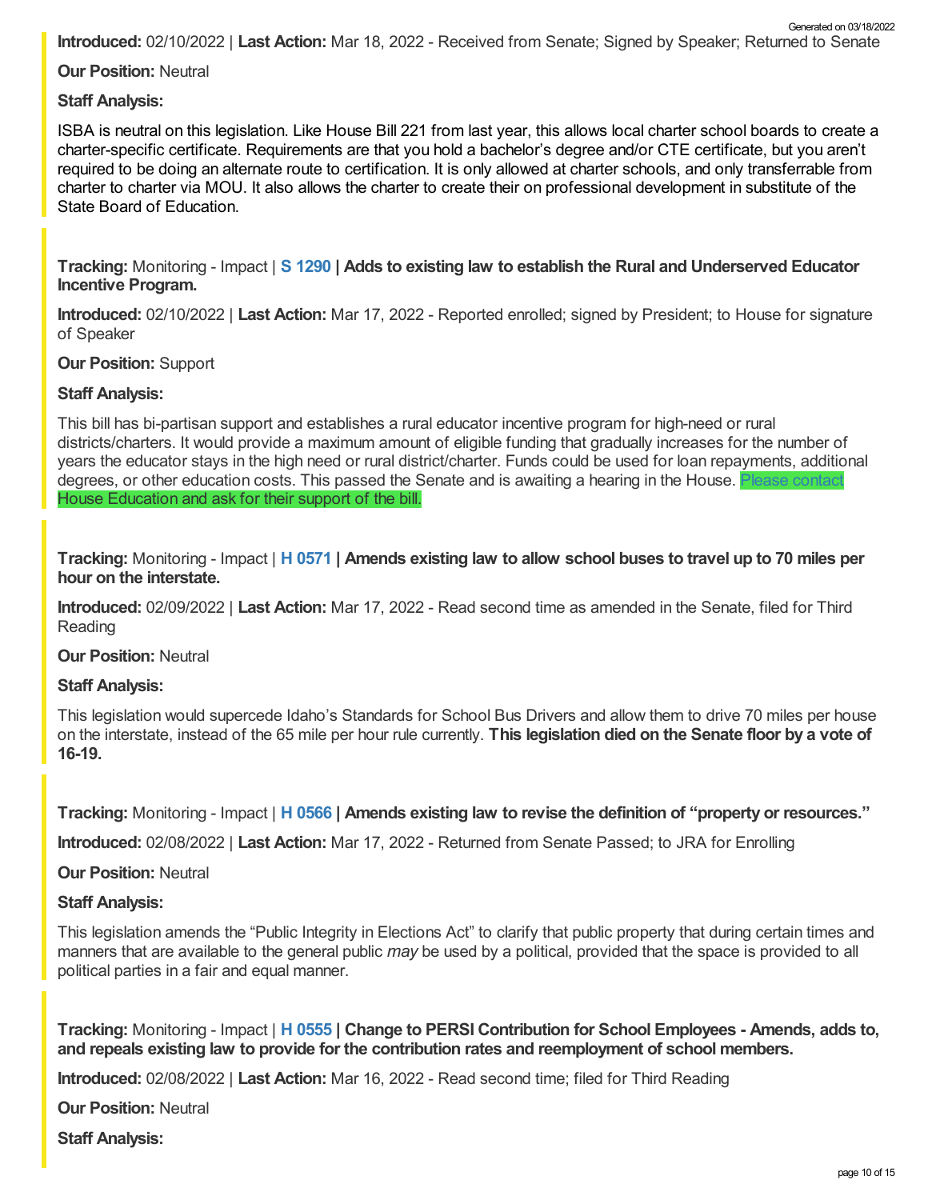**Introduced:** 02/10/2022 | **Last Action:** Mar 18, 2022 - Received from Senate; Signed by Speaker; Returned to Senate

**Our Position:** Neutral

**Staff Analysis:**

ISBA is neutral on this legislation. Like House Bill 221 from last year, this allows local charter school boards to create a charter-specific certificate. Requirements are that you hold a bachelor's degree and/or CTE certificate, but you aren't required to be doing an alternate route to certification. It is only allowed at charter schools, and only transferrable from charter to charter via MOU. It also allows the charter to create their on professional development in substitute of the State Board of Education.

**Tracking:** Monitoring - Impact | **S 1290 | Adds to existing law to establish the Rural and Underserved Educator Incentive Program.**

**Introduced:** 02/10/2022 | **Last Action:** Mar 17, 2022 - Reported enrolled; signed by President; to House for signature of Speaker

**Our Position:** Support

**Staff Analysis:**

This bill has bi-partisan support and establishes a rural educator incentive program for high-need or rural districts/charters. It would provide a maximum amount of eligible funding that gradually increases for the number of years the educator stays in the high need or rural district/charter. Funds could be used for loan repayments, additional degrees, or other education costs. This passed the Senate and is awaiting a hearing in the House. Please contact House Education and ask for their support of the bill.

**Tracking:** Monitoring - Impact | **H 0571 | Amends existing law to allow school buses to travel up to 70 miles per hour on the interstate.**

**Introduced:** 02/09/2022 | **Last Action:** Mar 17, 2022 - Read second time as amended in the Senate, filed for Third Reading

**Our Position:** Neutral

**Staff Analysis:**

This legislation would supercede Idaho's Standards for School Bus Drivers and allow them to drive 70 miles per house on the interstate, instead of the 65 mile per hour rule currently. **This legislation died on the Senate floor by a vote of 16-19.**

**Tracking:** Monitoring - Impact | **H 0566 | Amends existing law to revise the definition of "property or resources."**

**Introduced:** 02/08/2022 | **Last Action:** Mar 17, 2022 - Returned from Senate Passed; to JRA for Enrolling

**Our Position:** Neutral

**Staff Analysis:**

This legislation amends the "Public Integrity in Elections Act" to clarify that public property that during certain times and manners that are available to the general public *may* be used by a political, provided that the space is provided to all political parties in a fair and equal manner.

**Tracking:** Monitoring - Impact | **H 0555 | Change to PERSI Contribution for School Employees - Amends, adds to, and repeals existing law to provide for the contribution rates and reemployment of school members.**

**Introduced:** 02/08/2022 | **Last Action:** Mar 16, 2022 - Read second time; filed for Third Reading

**Our Position:** Neutral

**Staff Analysis:**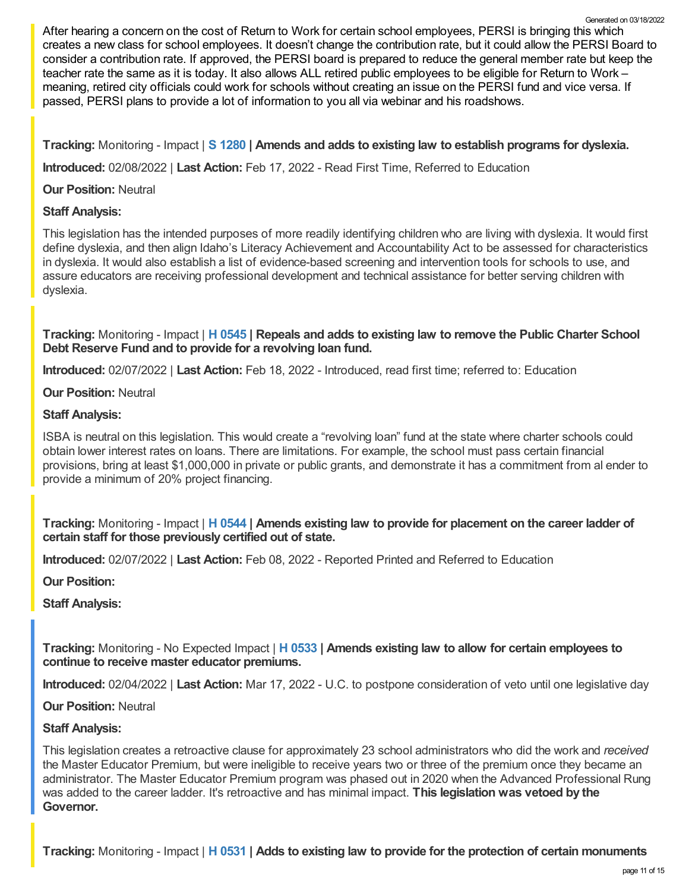After hearing a concern on the cost of Return to Work for certain school employees, PERSI is bringing this which creates a new class for school employees. It doesn't change the contribution rate, but it could allow the PERSI Board to consider a contribution rate. If approved, the PERSI board is prepared to reduce the general member rate but keep the teacher rate the same as it is today. It also allows ALL retired public employees to be eligible for Return to Work – meaning, retired city officials could work for schools without creating an issue on the PERSI fund and vice versa. If passed, PERSI plans to provide a lot of information to you all via webinar and his roadshows.

**Tracking:** Monitoring - Impact | **S 1280 | Amends and adds to existing law to establish programs for dyslexia.**

**Introduced:** 02/08/2022 | **Last Action:** Feb 17, 2022 - Read First Time, Referred to Education

**Our Position:** Neutral

**Staff Analysis:**

This legislation has the intended purposes of more readily identifying children who are living with dyslexia. It would first define dyslexia, and then align Idaho's Literacy Achievement and Accountability Act to be assessed for characteristics in dyslexia. It would also establish a list of evidence-based screening and intervention tools for schools to use, and assure educators are receiving professional development and technical assistance for better serving children with dyslexia.

**Tracking:** Monitoring - Impact | **H 0545 | Repeals and adds to existing law to remove the Public Charter School Debt Reserve Fund and to provide for a revolving loan fund.**

**Introduced:** 02/07/2022 | **Last Action:** Feb 18, 2022 - Introduced, read first time; referred to: Education

**Our Position:** Neutral

**Staff Analysis:**

ISBA is neutral on this legislation. This would create a "revolving loan" fund at the state where charter schools could obtain lower interest rates on loans. There are limitations. For example, the school must pass certain financial provisions, bring at least $1,000,000 in private or public grants, and demonstrate it has a commitment from al ender to provide a minimum of 20% project financing.

**Tracking:** Monitoring - Impact | **H 0544 | Amends existing law to provide for placement on the career ladder of certain staff for those previously certified out of state.**

**Introduced:** 02/07/2022 | **Last Action:** Feb 08, 2022 - Reported Printed and Referred to Education

**Our Position:**

**Staff Analysis:**

**Tracking:** Monitoring - No Expected Impact | **H 0533 | Amends existing law to allow for certain employees to continue to receive master educator premiums.**

**Introduced:** 02/04/2022 | **Last Action:** Mar 17, 2022 - U.C. to postpone consideration of veto until one legislative day

**Our Position:** Neutral

**Staff Analysis:**

This legislation creates a retroactive clause for approximately 23 school administrators who did the work and *received* the Master Educator Premium, but were ineligible to receive years two or three of the premium once they became an administrator. The Master Educator Premium program was phased out in 2020 when the Advanced Professional Rung was added to the career ladder. It's retroactive and has minimal impact. **This legislation was vetoed by the Governor.**

**Tracking:** Monitoring - Impact | **H 0531 | Adds to existing law to provide for the protection of certain monuments**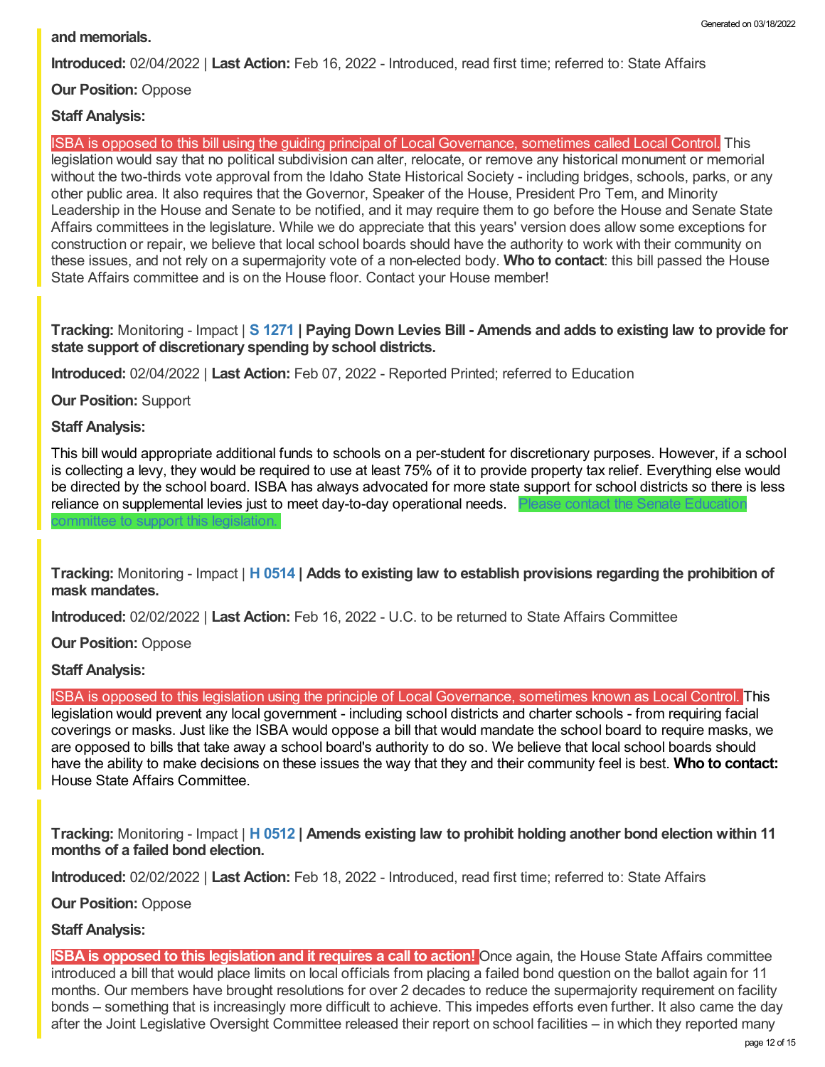**and memorials.**

**Introduced:** 02/04/2022 | **Last Action:** Feb 16, 2022 - Introduced, read first time; referred to: State Affairs

**Our Position:** Oppose

**Staff Analysis:**

ISBA is opposed to this bill using the guiding principal of Local Governance, sometimes called Local Control. This legislation would say that no political subdivision can alter, relocate, or remove any historical monument or memorial without the two-thirds vote approval from the Idaho State Historical Society - including bridges, schools, parks, or any other public area. It also requires that the Governor, Speaker of the House, President Pro Tem, and Minority Leadership in the House and Senate to be notified, and it may require them to go before the House and Senate State Affairs committees in the legislature. While we do appreciate that this years' version does allow some exceptions for construction or repair, we believe that local school boards should have the authority to work with their community on these issues, and not rely on a supermajority vote of a non-elected body. **Who to contact**: this bill passed the House State Affairs committee and is on the House floor. Contact your House member!

**Tracking:** Monitoring - Impact | **S 1271 | Paying Down Levies Bill - Amends and adds to existing law to provide for state support of discretionary spending by school districts.**

**Introduced:** 02/04/2022 | **Last Action:** Feb 07, 2022 - Reported Printed; referred to Education

**Our Position:** Support

**Staff Analysis:**

This bill would appropriate additional funds to schools on a per-student for discretionary purposes. However, if a school is collecting a levy, they would be required to use at least 75% of it to provide property tax relief. Everything else would be directed by the school board. ISBA has always advocated for more state support for school districts so there is less reliance on supplemental levies just to meet day-to-day operational needs. Please contact the Senate Education committee to support this legislation.

**Tracking:** Monitoring - Impact | **H 0514 | Adds to existing law to establish provisions regarding the prohibition of mask mandates.**

**Introduced:** 02/02/2022 | **Last Action:** Feb 16, 2022 - U.C. to be returned to State Affairs Committee

**Our Position:** Oppose

**Staff Analysis:**

ISBA is opposed to this legislation using the principle of Local Governance, sometimes known as Local Control. This legislation would prevent any local government - including school districts and charter schools - from requiring facial coverings or masks. Just like the ISBA would oppose a bill that would mandate the school board to require masks, we are opposed to bills that take away a school board's authority to do so. We believe that local school boards should have the ability to make decisions on these issues the way that they and their community feel is best. **Who to contact:** House State Affairs Committee.

**Tracking:** Monitoring - Impact | **H 0512 | Amends existing law to prohibit holding another bond election within 11 months of a failed bond election.**

**Introduced:** 02/02/2022 | **Last Action:** Feb 18, 2022 - Introduced, read first time; referred to: State Affairs

**Our Position:** Oppose

**Staff Analysis:**

**ISBA is opposed to this legislation and it requires a call to action!** Once again, the House State Affairs committee introduced a bill that would place limits on local officials from placing a failed bond question on the ballot again for 11 months. Our members have brought resolutions for over 2 decades to reduce the supermajority requirement on facility bonds – something that is increasingly more difficult to achieve. This impedes efforts even further. It also came the day after the Joint Legislative Oversight Committee released their report on school facilities – in which they reported many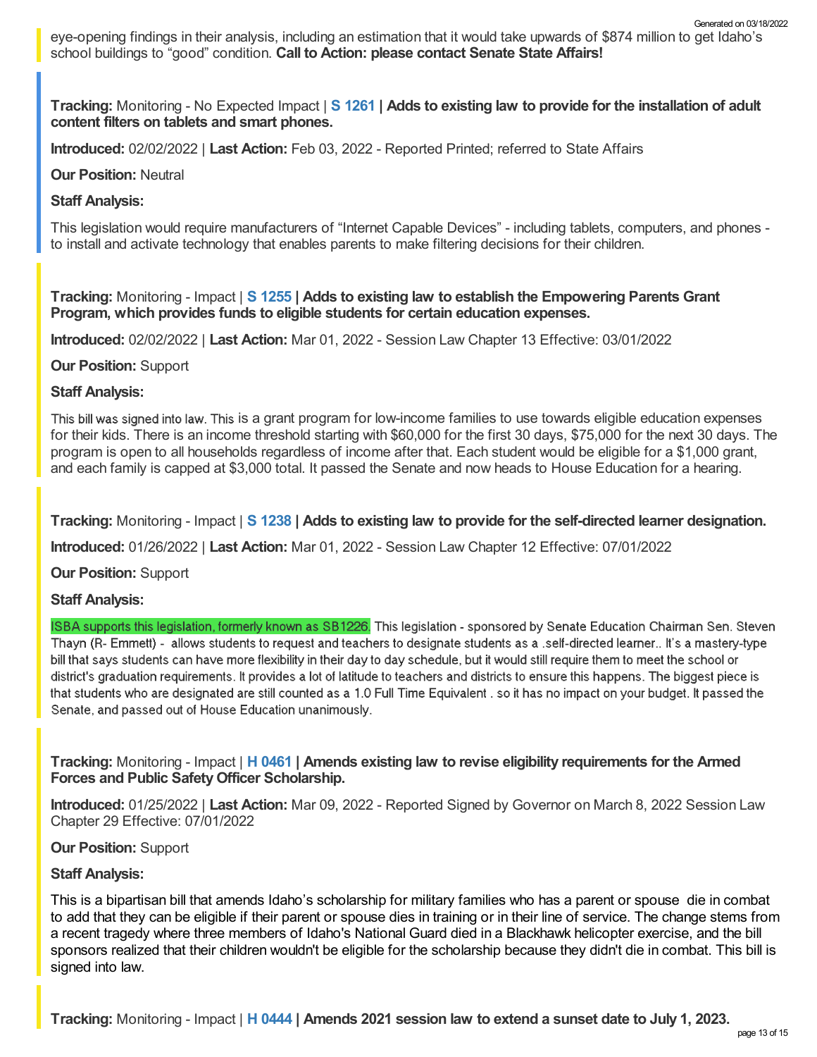eye-opening findings in their analysis, including an estimation that it would take upwards of $874 million to get Idaho's school buildings to "good" condition. **Call to Action: please contact Senate State Affairs!**

**Tracking:** Monitoring - No Expected Impact | **S 1261 | Adds to existing law to provide for the installation of adult content filters on tablets and smart phones.**

**Introduced:** 02/02/2022 | **Last Action:** Feb 03, 2022 - Reported Printed; referred to State Affairs

**Our Position:** Neutral

**Staff Analysis:**

This legislation would require manufacturers of "Internet Capable Devices" - including tablets, computers, and phones - to install and activate technology that enables parents to make filtering decisions for their children.

**Tracking:** Monitoring - Impact | **S 1255 | Adds to existing law to establish the Empowering Parents Grant Program, which provides funds to eligible students for certain education expenses.**

**Introduced:** 02/02/2022 | **Last Action:** Mar 01, 2022 - Session Law Chapter 13 Effective: 03/01/2022

**Our Position:** Support

**Staff Analysis:**

This bill was signed into law. This is a grant program for low-income families to use towards eligible education expenses for their kids. There is an income threshold starting with $60,000 for the first 30 days, $75,000 for the next 30 days. The program is open to all households regardless of income after that. Each student would be eligible for a $1,000 grant, and each family is capped at $3,000 total. It passed the Senate and now heads to House Education for a hearing.

**Tracking:** Monitoring - Impact | **S 1238 | Adds to existing law to provide for the self-directed learner designation.**

**Introduced:** 01/26/2022 | **Last Action:** Mar 01, 2022 - Session Law Chapter 12 Effective: 07/01/2022

**Our Position:** Support

**Staff Analysis:**

ISBA supports this legislation, formerly known as SB1226. This legislation - sponsored by Senate Education Chairman Sen. Steven Thayn (R- Emmett) - allows students to request and teachers to designate students as a .self-directed learner.. It's a mastery-type bill that says students can have more flexibility in their day to day schedule, but it would still require them to meet the school or district's graduation requirements. It provides a lot of latitude to teachers and districts to ensure this happens. The biggest piece is that students who are designated are still counted as a 1.0 Full Time Equivalent . so it has no impact on your budget. It passed the Senate, and passed out of House Education unanimously.

**Tracking:** Monitoring - Impact | **H 0461 | Amends existing law to revise eligibility requirements for the Armed Forces and Public Safety Officer Scholarship.**

**Introduced:** 01/25/2022 | **Last Action:** Mar 09, 2022 - Reported Signed by Governor on March 8, 2022 Session Law Chapter 29 Effective: 07/01/2022

**Our Position:** Support

**Staff Analysis:**

This is a bipartisan bill that amends Idaho's scholarship for military families who has a parent or spouse die in combat to add that they can be eligible if their parent or spouse dies in training or in their line of service. The change stems from a recent tragedy where three members of Idaho's National Guard died in a Blackhawk helicopter exercise, and the bill sponsors realized that their children wouldn't be eligible for the scholarship because they didn't die in combat. This bill is signed into law.

**Tracking:** Monitoring - Impact | **H 0444 | Amends 2021 session law to extend a sunset date to July 1, 2023.**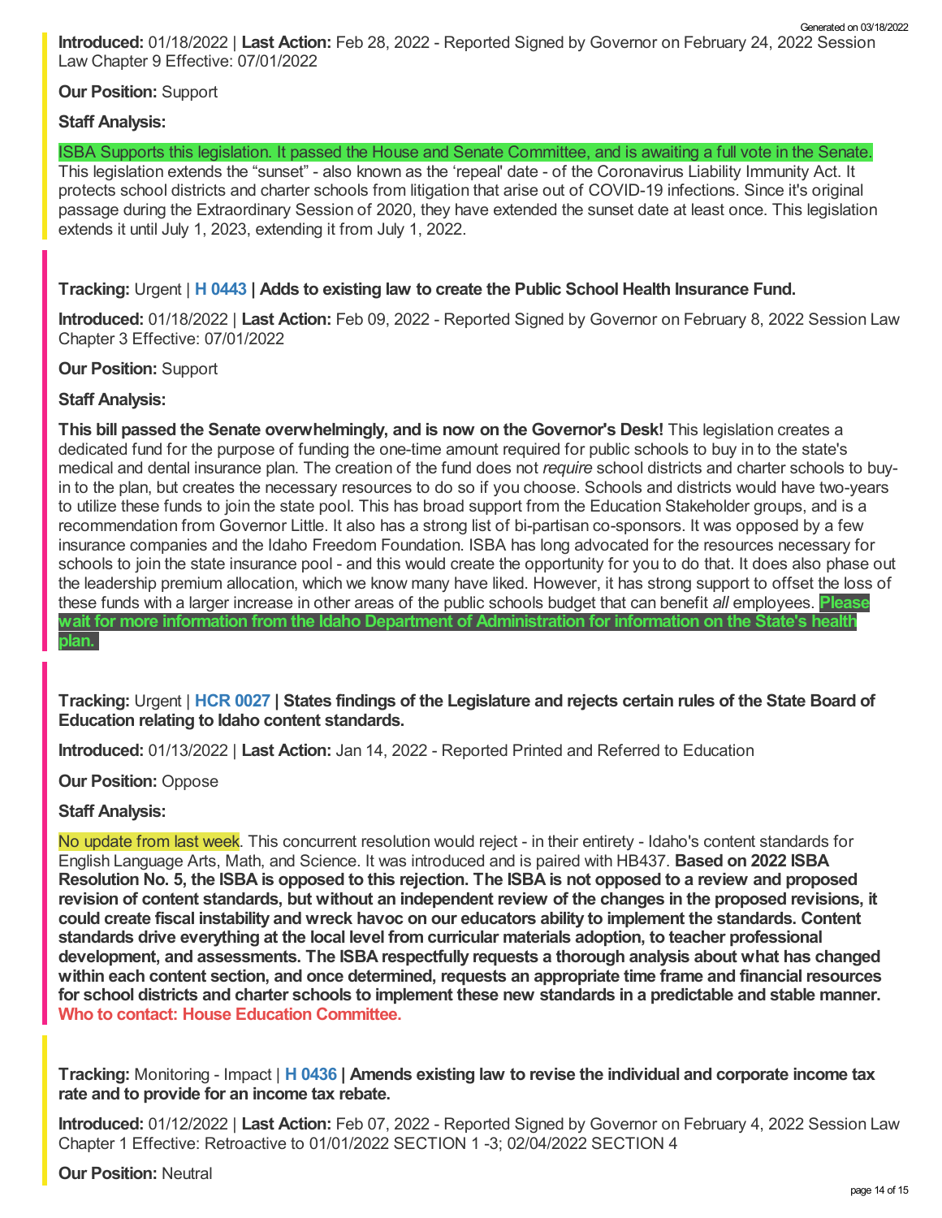**Introduced:** 01/18/2022 | **Last Action:** Feb 28, 2022 - Reported Signed by Governor on February 24, 2022 Session Law Chapter 9 Effective: 07/01/2022

**Our Position:** Support

**Staff Analysis:**

ISBA Supports this legislation. It passed the House and Senate Committee, and is awaiting a full vote in the Senate. This legislation extends the "sunset" - also known as the 'repeal' date - of the Coronavirus Liability Immunity Act. It protects school districts and charter schools from litigation that arise out of COVID-19 infections. Since it's original passage during the Extraordinary Session of 2020, they have extended the sunset date at least once. This legislation extends it until July 1, 2023, extending it from July 1, 2022.

**Tracking:** Urgent | **H 0443 | Adds to existing law to create the Public School Health Insurance Fund.**

**Introduced:** 01/18/2022 | **Last Action:** Feb 09, 2022 - Reported Signed by Governor on February 8, 2022 Session Law Chapter 3 Effective: 07/01/2022

**Our Position:** Support

**Staff Analysis:**

**This bill passed the Senate overwhelmingly, and is now on the Governor's Desk!** This legislation creates a dedicated fund for the purpose of funding the one-time amount required for public schools to buy in to the state's medical and dental insurance plan. The creation of the fund does not *require* school districts and charter schools to buy-in to the plan, but creates the necessary resources to do so if you choose. Schools and districts would have two-years to utilize these funds to join the state pool. This has broad support from the Education Stakeholder groups, and is a recommendation from Governor Little. It also has a strong list of bi-partisan co-sponsors. It was opposed by a few insurance companies and the Idaho Freedom Foundation. ISBA has long advocated for the resources necessary for schools to join the state insurance pool - and this would create the opportunity for you to do that. It does also phase out the leadership premium allocation, which we know many have liked. However, it has strong support to offset the loss of these funds with a larger increase in other areas of the public schools budget that can benefit *all* employees. **Please wait for more information from the Idaho Department of Administration for information on the State's health plan.**

**Tracking:** Urgent | **HCR 0027 | States findings of the Legislature and rejects certain rules of the State Board of Education relating to Idaho content standards.**

**Introduced:** 01/13/2022 | **Last Action:** Jan 14, 2022 - Reported Printed and Referred to Education

**Our Position:** Oppose

**Staff Analysis:**

No update from last week. This concurrent resolution would reject - in their entirety - Idaho's content standards for English Language Arts, Math, and Science. It was introduced and is paired with HB437. **Based on 2022 ISBA Resolution No. 5, the ISBA is opposed to this rejection. The ISBA is not opposed to a review and proposed revision of content standards, but without an independent review of the changes in the proposed revisions, it could create fiscal instability and wreck havoc on our educators ability to implement the standards. Content standards drive everything at the local level from curricular materials adoption, to teacher professional development, and assessments. The ISBA respectfully requests a thorough analysis about what has changed within each content section, and once determined, requests an appropriate time frame and financial resources for school districts and charter schools to implement these new standards in a predictable and stable manner. Who to contact: House Education Committee.**

**Tracking:** Monitoring - Impact | **H 0436 | Amends existing law to revise the individual and corporate income tax rate and to provide for an income tax rebate.**

**Introduced:** 01/12/2022 | **Last Action:** Feb 07, 2022 - Reported Signed by Governor on February 4, 2022 Session Law Chapter 1 Effective: Retroactive to 01/01/2022 SECTION 1 -3; 02/04/2022 SECTION 4

**Our Position:** Neutral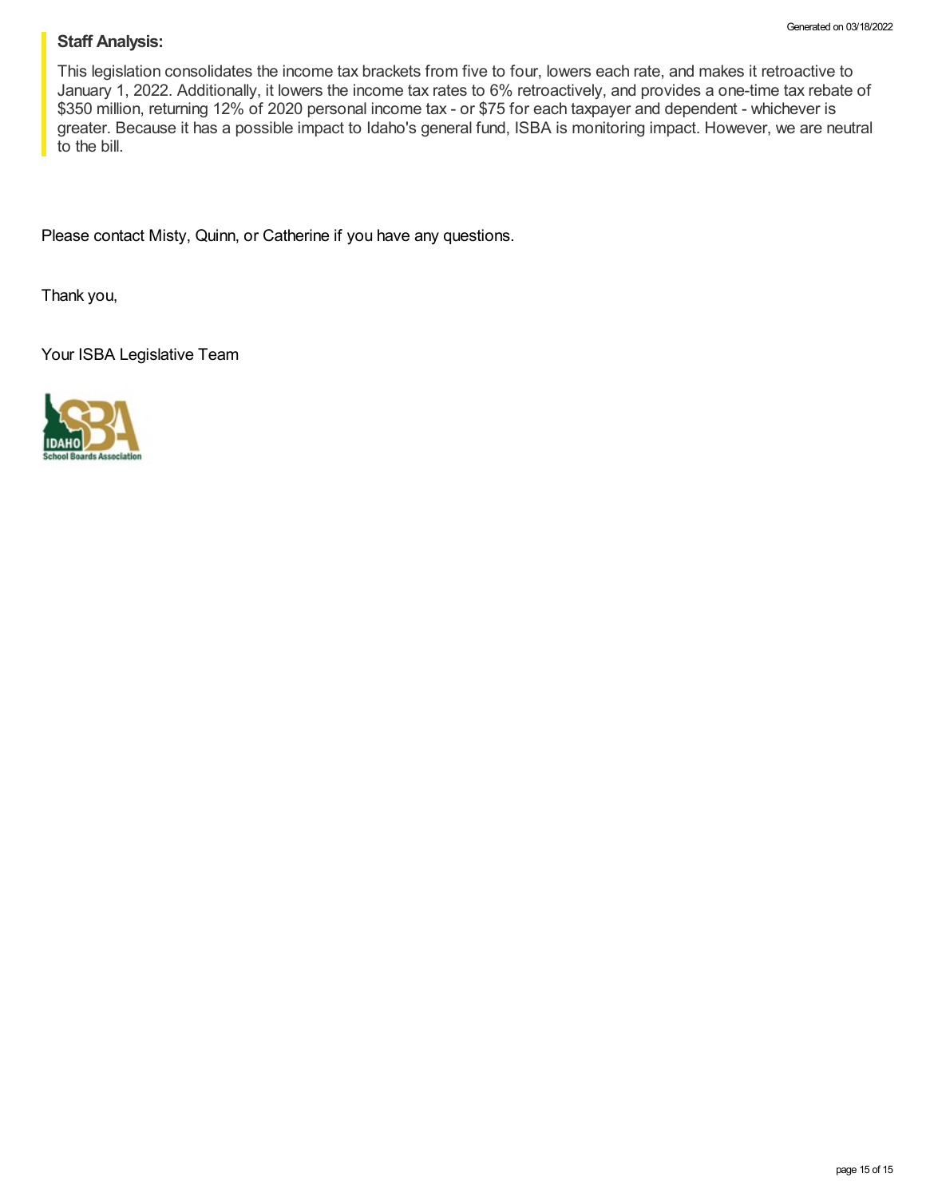**Staff Analysis:**

This legislation consolidates the income tax brackets from five to four, lowers each rate, and makes it retroactive to January 1, 2022. Additionally, it lowers the income tax rates to 6% retroactively, and provides a one-time tax rebate of $350 million, returning 12% of 2020 personal income tax - or $75 for each taxpayer and dependent - whichever is greater. Because it has a possible impact to Idaho's general fund, ISBA is monitoring impact. However, we are neutral to the bill.

Please contact Misty, Quinn, or Catherine if you have any questions.

Thank you,

Your ISBA Legislative Team

IDAHO SBA School Boards Association